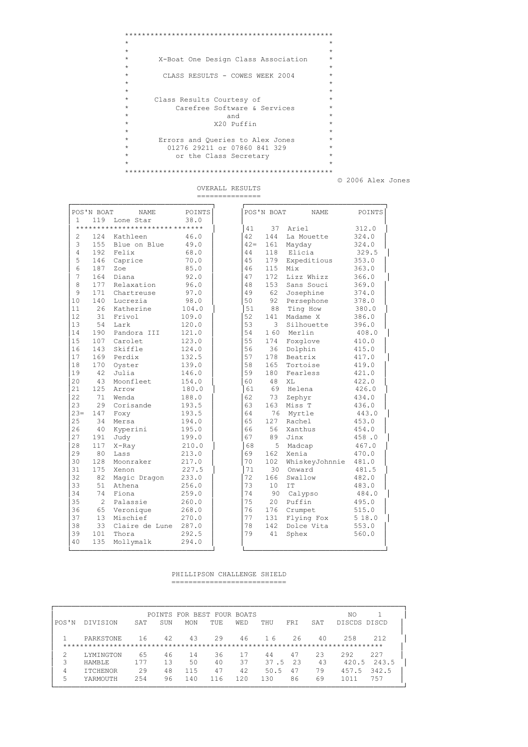# X-Boat One Design Class Association

## CLASS RESULTS - COWES WEEK 2004

Class Results Courtesy of
Carefree Software & Services
and
X20 Puffin

Errors and Queries to Alex Jones
01276 29211 or 07860 841 329
or the Class Secretary

© 2006 Alex Jones

## OVERALL RESULTS

| POS'N | BOAT | NAME | POINTS |
|---|---|---|---|
| 1 | 119 | Lone Star | 38.0 |
| 2 | 124 | Kathleen | 46.0 |
| 3 | 155 | Blue on Blue | 49.0 |
| 4 | 192 | Felix | 68.0 |
| 5 | 146 | Caprice | 70.0 |
| 6 | 187 | Zoe | 85.0 |
| 7 | 164 | Diana | 92.0 |
| 8 | 177 | Relaxation | 96.0 |
| 9 | 171 | Chartreuse | 97.0 |
| 10 | 140 | Lucrezia | 98.0 |
| 11 | 26 | Katherine | 104.0 |
| 12 | 31 | Frivol | 109.0 |
| 13 | 54 | Lark | 120.0 |
| 14 | 190 | Pandora III | 121.0 |
| 15 | 107 | Carolet | 123.0 |
| 16 | 143 | Skiffle | 124.0 |
| 17 | 169 | Perdix | 132.5 |
| 18 | 170 | Oyster | 139.0 |
| 19 | 42 | Julia | 146.0 |
| 20 | 43 | Moonfleet | 154.0 |
| 21 | 125 | Arrow | 180.0 |
| 22 | 71 | Wenda | 188.0 |
| 23 | 29 | Corisande | 193.5 |
| 23= | 147 | Foxy | 193.5 |
| 25 | 34 | Mersa | 194.0 |
| 26 | 40 | Kyperini | 195.0 |
| 27 | 191 | Judy | 199.0 |
| 28 | 117 | X-Ray | 210.0 |
| 29 | 80 | Lass | 213.0 |
| 30 | 128 | Moonraker | 217.0 |
| 31 | 175 | Xenon | 227.5 |
| 32 | 82 | Magic Dragon | 233.0 |
| 33 | 51 | Athena | 256.0 |
| 34 | 74 | Fiona | 259.0 |
| 35 | 2 | Palassie | 260.0 |
| 36 | 65 | Veronique | 268.0 |
| 37 | 13 | Mischief | 270.0 |
| 38 | 33 | Claire de Lune | 287.0 |
| 39 | 101 | Thora | 292.5 |
| 40 | 135 | Mollymalk | 294.0 |
| 41 | 37 | Ariel | 312.0 |
| 42 | 144 | La Mouette | 324.0 |
| 42= | 161 | Mayday | 324.0 |
| 44 | 118 | Elicia | 329.5 |
| 45 | 179 | Expeditious | 353.0 |
| 46 | 115 | Mix | 363.0 |
| 47 | 172 | Lizz Whizz | 366.0 |
| 48 | 153 | Sans Souci | 369.0 |
| 49 | 62 | Josephine | 374.0 |
| 50 | 92 | Persephone | 378.0 |
| 51 | 88 | Ting How | 380.0 |
| 52 | 141 | Madame X | 386.0 |
| 53 | 3 | Silhouette | 396.0 |
| 54 | 1 60 | Merlin | 408.0 |
| 55 | 174 | Foxglove | 410.0 |
| 56 | 36 | Dolphin | 415.0 |
| 57 | 178 | Beatrix | 417.0 |
| 58 | 165 | Tortoise | 419.0 |
| 59 | 180 | Fearless | 421.0 |
| 60 | 48 | XL | 422.0 |
| 61 | 69 | Helena | 426.0 |
| 62 | 73 | Zephyr | 434.0 |
| 63 | 163 | Miss T | 436.0 |
| 64 | 76 | Myrtle | 443.0 |
| 65 | 127 | Rachel | 453.0 |
| 66 | 56 | Xanthus | 454.0 |
| 67 | 89 | Jinx | 458 .0 |
| 68 | 5 | Madcap | 467.0 |
| 69 | 162 | Xenia | 470.0 |
| 70 | 102 | WhiskeyJohnnie | 481.0 |
| 71 | 30 | Onward | 481.5 |
| 72 | 166 | Swallow | 482.0 |
| 73 | 10 | IT | 483.0 |
| 74 | 90 | Calypso | 484.0 |
| 75 | 20 | Puffin | 495.0 |
| 76 | 176 | Crumpet | 515.0 |
| 77 | 131 | Flying Fox | 5 18.0 |
| 78 | 142 | Dolce Vita | 553.0 |
| 79 | 41 | Sphex | 560.0 |

## PHILLIPSON CHALLENGE SHIELD

| POS'N | DIVISION | SAT | SUN | MON | TUE | WED | THU | FRI | SAT | NO DISCDS | 1 DISCD |
|---|---|---|---|---|---|---|---|---|---|---|---|
| | | POINTS FOR BEST FOUR BOATS | | | | | | | | | |
| 1 | PARKSTONE | 16 | 42 | 43 | 29 | 46 | 1 6 | 26 | 40 | 258 | 212 |
| 2 | LYMINGTON | 65 | 46 | 14 | 36 | 17 | 44 | 47 | 23 | 292 | 227 |
| 3 | HAMBLE | 177 | 13 | 50 | 40 | 37 | 37 .5 | 23 | 43 | 420.5 | 243.5 |
| 4 | ITCHENOR | 29 | 48 | 115 | 47 | 42 | 50.5 | 47 | 79 | 457.5 | 342.5 |
| 5 | YARMOUTH | 254 | 96 | 140 | 116 | 120 | 130 | 86 | 69 | 1011 | 757 |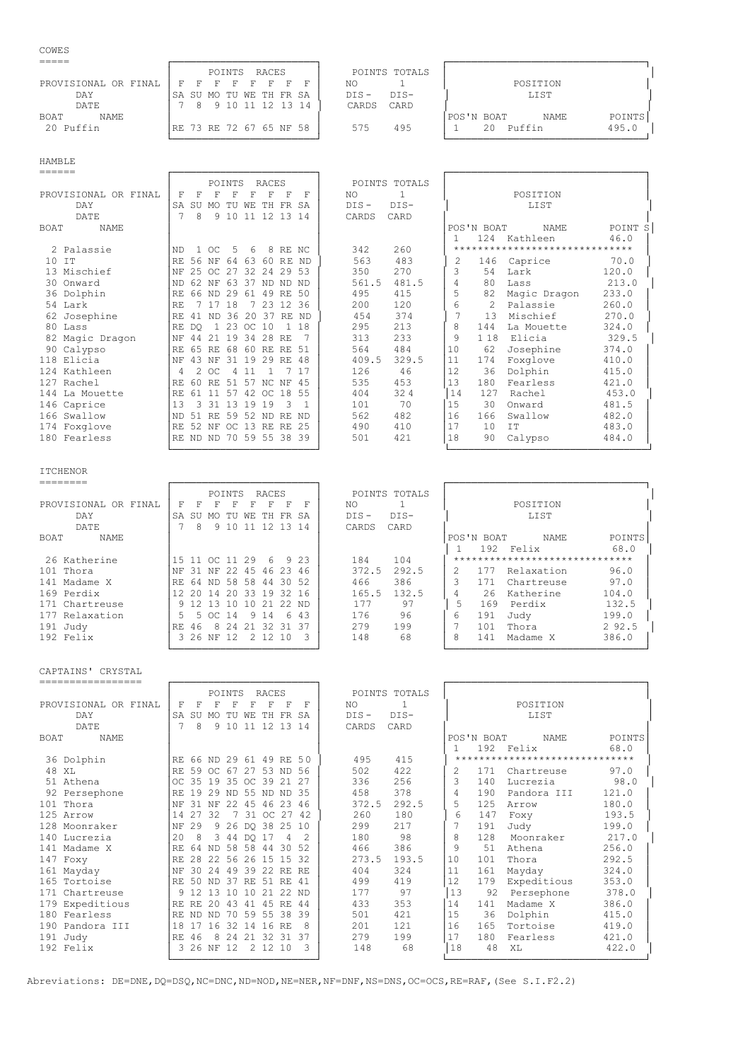## COWES

| BOAT | NAME | SA 7 | SU 8 | MO 9 | TU 10 | WE 11 | TH 12 | FR 13 | SA 14 | POINTS TOTALS NO DIS-CARDS | POINTS TOTALS 1 DIS-CARD |
|---|---|---|---|---|---|---|---|---|---|---|---|
| 20 | Puffin | RE | 73 | RE | 72 | 67 | 65 | NF | 58 | 575 | 495 |

PROVISIONAL OR FINAL: F F F F F F F F

**POSITION LIST**

| POS'N | BOAT | NAME | POINTS |
|---|---|---|---|
| 1 | 20 | Puffin | 495.0 |

## HAMBLE

| BOAT | NAME | SA 7 | SU 8 | MO 9 | TU 10 | WE 11 | TH 12 | FR 13 | SA 14 | POINTS TOTALS NO DIS-CARDS | POINTS TOTALS 1 DIS-CARD |
|---|---|---|---|---|---|---|---|---|---|---|---|
| 2 | Palassie | ND | 1 | OC | 5 | 6 | 8 | RE | NC | 342 | 260 |
| 10 | IT | RE | 56 | NF | 64 | 63 | 60 | RE | ND | 563 | 483 |
| 13 | Mischief | NF | 25 | OC | 27 | 32 | 24 | 29 | 53 | 350 | 270 |
| 30 | Onward | ND | 62 | NF | 63 | 37 | ND | ND | ND | 561.5 | 481.5 |
| 36 | Dolphin | RE | 66 | ND | 29 | 61 | 49 | RE | 50 | 495 | 415 |
| 54 | Lark | RE | 7 | 17 | 18 | 7 | 23 | 12 | 36 | 200 | 120 |
| 62 | Josephine | RE | 41 | ND | 36 | 20 | 37 | RE | ND | 454 | 374 |
| 80 | Lass | RE | DQ | 1 | 23 | OC | 10 | 1 | 18 | 295 | 213 |
| 82 | Magic Dragon | NF | 44 | 21 | 19 | 34 | 28 | RE | 7 | 313 | 233 |
| 90 | Calypso | RE | 65 | RE | 68 | 60 | RE | RE | 51 | 564 | 484 |
| 118 | Elicia | NF | 43 | NF | 31 | 19 | 29 | RE | 48 | 409.5 | 329.5 |
| 124 | Kathleen | 4 | 2 | OC | 4 | 11 | 1 | 7 | 17 | 126 | 46 |
| 127 | Rachel | RE | 60 | RE | 51 | 57 | NC | NF | 45 | 535 | 453 |
| 144 | La Mouette | RE | 61 | 11 | 57 | 42 | OC | 18 | 55 | 404 | 324 |
| 146 | Caprice | 13 | 3 | 31 | 13 | 19 | 19 | 3 | 1 | 101 | 70 |
| 166 | Swallow | ND | 51 | RE | 59 | 52 | ND | RE | ND | 562 | 482 |
| 174 | Foxglove | RE | 52 | NF | OC | 13 | RE | RE | 25 | 490 | 410 |
| 180 | Fearless | RE | ND | ND | 70 | 59 | 55 | 38 | 39 | 501 | 421 |

PROVISIONAL OR FINAL: F F F F F F F F

**POSITION LIST**

| POS'N | BOAT | NAME | POINTS |
|---|---|---|---|
| 1 | 124 | Kathleen | 46.0 |
| ****************************** | | | |
| 2 | 146 | Caprice | 70.0 |
| 3 | 54 | Lark | 120.0 |
| 4 | 80 | Lass | 213.0 |
| 5 | 82 | Magic Dragon | 233.0 |
| 6 | 2 | Palassie | 260.0 |
| 7 | 13 | Mischief | 270.0 |
| 8 | 144 | La Mouette | 324.0 |
| 9 | 118 | Elicia | 329.5 |
| 10 | 62 | Josephine | 374.0 |
| 11 | 174 | Foxglove | 410.0 |
| 12 | 36 | Dolphin | 415.0 |
| 13 | 180 | Fearless | 421.0 |
| 14 | 127 | Rachel | 453.0 |
| 15 | 30 | Onward | 481.5 |
| 16 | 166 | Swallow | 482.0 |
| 17 | 10 | IT | 483.0 |
| 18 | 90 | Calypso | 484.0 |

## ITCHENOR

| BOAT | NAME | SA 7 | SU 8 | MO 9 | TU 10 | WE 11 | TH 12 | FR 13 | SA 14 | POINTS TOTALS NO DIS-CARDS | POINTS TOTALS 1 DIS-CARD |
|---|---|---|---|---|---|---|---|---|---|---|---|
| 26 | Katherine | 15 | 11 | OC | 11 | 29 | 6 | 9 | 23 | 184 | 104 |
| 101 | Thora | NF | 31 | NF | 22 | 45 | 46 | 23 | 46 | 372.5 | 292.5 |
| 141 | Madame X | RE | 64 | ND | 58 | 58 | 44 | 30 | 52 | 466 | 386 |
| 169 | Perdix | 12 | 20 | 14 | 20 | 33 | 19 | 32 | 16 | 165.5 | 132.5 |
| 171 | Chartreuse | 9 | 12 | 13 | 10 | 10 | 21 | 22 | ND | 177 | 97 |
| 177 | Relaxation | 5 | 5 | OC | 14 | 9 | 14 | 6 | 43 | 176 | 96 |
| 191 | Judy | RE | 46 | 8 | 24 | 21 | 32 | 31 | 37 | 279 | 199 |
| 192 | Felix | 3 | 26 | NF | 12 | 2 | 12 | 10 | 3 | 148 | 68 |

PROVISIONAL OR FINAL: F F F F F F F F

**POSITION LIST**

| POS'N | BOAT | NAME | POINTS |
|---|---|---|---|
| 1 | 192 | Felix | 68.0 |
| ****************************** | | | |
| 2 | 177 | Relaxation | 96.0 |
| 3 | 171 | Chartreuse | 97.0 |
| 4 | 26 | Katherine | 104.0 |
| 5 | 169 | Perdix | 132.5 |
| 6 | 191 | Judy | 199.0 |
| 7 | 101 | Thora | 292.5 |
| 8 | 141 | Madame X | 386.0 |

## CAPTAINS' CRYSTAL

| BOAT | NAME | SA 7 | SU 8 | MO 9 | TU 10 | WE 11 | TH 12 | FR 13 | SA 14 | POINTS TOTALS NO DIS-CARDS | POINTS TOTALS 1 DIS-CARD |
|---|---|---|---|---|---|---|---|---|---|---|---|
| 36 | Dolphin | RE | 66 | ND | 29 | 61 | 49 | RE | 50 | 495 | 415 |
| 48 | XL | RE | 59 | OC | 67 | 27 | 53 | ND | 56 | 502 | 422 |
| 51 | Athena | OC | 35 | 19 | 35 | OC | 39 | 21 | 27 | 336 | 256 |
| 92 | Persephone | RE | 19 | 29 | ND | 55 | ND | ND | 35 | 458 | 378 |
| 101 | Thora | NF | 31 | NF | 22 | 45 | 46 | 23 | 46 | 372.5 | 292.5 |
| 125 | Arrow | 14 | 27 | 32 | 7 | 31 | OC | 27 | 42 | 260 | 180 |
| 128 | Moonraker | NF | 29 | 9 | 26 | DQ | 38 | 25 | 10 | 299 | 217 |
| 140 | Lucrezia | 20 | 8 | 3 | 44 | DQ | 17 | 4 | 2 | 180 | 98 |
| 141 | Madame X | RE | 64 | ND | 58 | 58 | 44 | 30 | 52 | 466 | 386 |
| 147 | Foxy | RE | 28 | 22 | 56 | 26 | 15 | 15 | 32 | 273.5 | 193.5 |
| 161 | Mayday | NF | 30 | 24 | 49 | 39 | 22 | RE | RE | 404 | 324 |
| 165 | Tortoise | RE | 50 | ND | 37 | RE | 51 | RE | 41 | 499 | 419 |
| 171 | Chartreuse | 9 | 12 | 13 | 10 | 10 | 21 | 22 | ND | 177 | 97 |
| 179 | Expeditious | RE | RE | 20 | 43 | 41 | 45 | RE | 44 | 433 | 353 |
| 180 | Fearless | RE | ND | ND | 70 | 59 | 55 | 38 | 39 | 501 | 421 |
| 190 | Pandora III | 18 | 17 | 16 | 32 | 14 | 16 | RE | 8 | 201 | 121 |
| 191 | Judy | RE | 46 | 8 | 24 | 21 | 32 | 31 | 37 | 279 | 199 |
| 192 | Felix | 3 | 26 | NF | 12 | 2 | 12 | 10 | 3 | 148 | 68 |

PROVISIONAL OR FINAL: F F F F F F F F

**POSITION LIST**

| POS'N | BOAT | NAME | POINTS |
|---|---|---|---|
| 1 | 192 | Felix | 68.0 |
| ****************************** | | | |
| 2 | 171 | Chartreuse | 97.0 |
| 3 | 140 | Lucrezia | 98.0 |
| 4 | 190 | Pandora III | 121.0 |
| 5 | 125 | Arrow | 180.0 |
| 6 | 147 | Foxy | 193.5 |
| 7 | 191 | Judy | 199.0 |
| 8 | 128 | Moonraker | 217.0 |
| 9 | 51 | Athena | 256.0 |
| 10 | 101 | Thora | 292.5 |
| 11 | 161 | Mayday | 324.0 |
| 12 | 179 | Expeditious | 353.0 |
| 13 | 92 | Persephone | 378.0 |
| 14 | 141 | Madame X | 386.0 |
| 15 | 36 | Dolphin | 415.0 |
| 16 | 165 | Tortoise | 419.0 |
| 17 | 180 | Fearless | 421.0 |
| 18 | 48 | XL | 422.0 |

Abreviations: DE=DNE, DQ=DSQ, NC=DNC, ND=NOD, NE=NER, NF=DNF, NS=DNS, OC=OCS, RE=RAF, (See S.I.F2.2)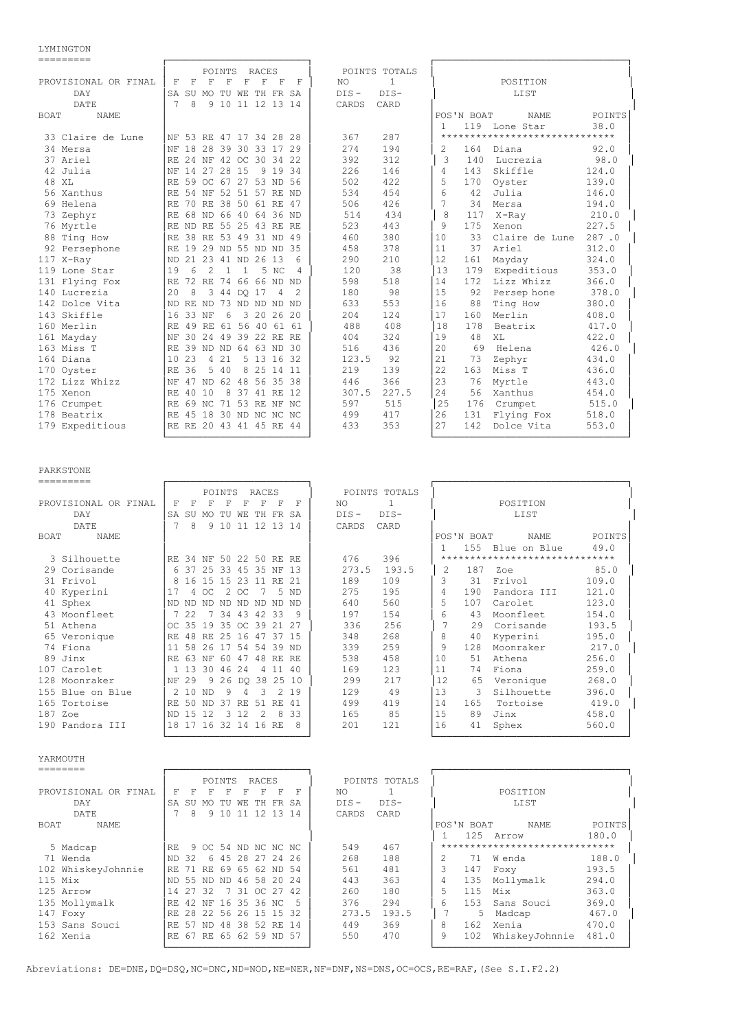## LYMINGTON

| BOAT | NAME | F SA 7 | F SU 8 | F MO 9 | F TU 10 | F WE 11 | F TH 12 | F FR 13 | F SA 14 | NO DIS-CARDS | 1 DIS-CARD |
|---|---|---|---|---|---|---|---|---|---|---|---|
| 33 | Claire de Lune | NF | 53 | RE | 47 | 17 | 34 | 28 | 28 | 367 | 287 |
| 34 | Mersa | NF | 18 | 28 | 39 | 30 | 33 | 17 | 29 | 274 | 194 |
| 37 | Ariel | RE | 24 | NF | 42 | OC | 30 | 34 | 22 | 392 | 312 |
| 42 | Julia | NF | 14 | 27 | 28 | 15 | 9 | 19 | 34 | 226 | 146 |
| 48 | XL | RE | 59 | OC | 67 | 27 | 53 | ND | 56 | 502 | 422 |
| 56 | Xanthus | RE | 54 | NF | 52 | 51 | 57 | RE | ND | 534 | 454 |
| 69 | Helena | RE | 70 | RE | 38 | 50 | 61 | RE | 47 | 506 | 426 |
| 73 | Zephyr | RE | 68 | ND | 66 | 40 | 64 | 36 | ND | 514 | 434 |
| 76 | Myrtle | RE | ND | RE | 55 | 25 | 43 | RE | RE | 523 | 443 |
| 88 | Ting How | RE | 38 | RE | 53 | 49 | 31 | ND | 49 | 460 | 380 |
| 92 | Persephone | RE | 19 | 29 | ND | 55 | ND | ND | 35 | 458 | 378 |
| 117 | X-Ray | ND | 21 | 23 | 41 | ND | 26 | 13 | 6 | 290 | 210 |
| 119 | Lone Star | 19 | 6 | 2 | 1 | 1 | 5 | NC | 4 | 120 | 38 |
| 131 | Flying Fox | RE | 72 | RE | 74 | 66 | 66 | ND | ND | 598 | 518 |
| 140 | Lucrezia | 20 | 8 | 3 | 44 | DQ | 17 | 4 | 2 | 180 | 98 |
| 142 | Dolce Vita | ND | RE | ND | 73 | ND | ND | ND | ND | 633 | 553 |
| 143 | Skiffle | 16 | 33 | NF | 6 | 3 | 20 | 26 | 20 | 204 | 124 |
| 160 | Merlin | RE | 49 | RE | 61 | 56 | 40 | 61 | 61 | 488 | 408 |
| 161 | Mayday | NF | 30 | 24 | 49 | 39 | 22 | RE | RE | 404 | 324 |
| 163 | Miss T | RE | 39 | ND | ND | 64 | 63 | ND | 30 | 516 | 436 |
| 164 | Diana | 10 | 23 | 4 | 21 | 5 | 13 | 16 | 32 | 123.5 | 92 |
| 170 | Oyster | RE | 36 | 5 | 40 | 8 | 25 | 14 | 11 | 219 | 139 |
| 172 | Lizz Whizz | NF | 47 | ND | 62 | 48 | 56 | 35 | 38 | 446 | 366 |
| 175 | Xenon | RE | 40 | 10 | 8 | 37 | 41 | RE | 12 | 307.5 | 227.5 |
| 176 | Crumpet | RE | 69 | NC | 71 | 53 | RE | NF | NC | 597 | 515 |
| 178 | Beatrix | RE | 45 | 18 | 30 | ND | NC | NC | NC | 499 | 417 |
| 179 | Expeditious | RE | RE | 20 | 43 | 41 | 45 | RE | 44 | 433 | 353 |

**POSITION LIST**

| POS'N | BOAT | NAME | POINTS |
|---|---|---|---|
| 1 | 119 | Lone Star | 38.0 |
| 2 | 164 | Diana | 92.0 |
| 3 | 140 | Lucrezia | 98.0 |
| 4 | 143 | Skiffle | 124.0 |
| 5 | 170 | Oyster | 139.0 |
| 6 | 42 | Julia | 146.0 |
| 7 | 34 | Mersa | 194.0 |
| 8 | 117 | X-Ray | 210.0 |
| 9 | 175 | Xenon | 227.5 |
| 10 | 33 | Claire de Lune | 287 .0 |
| 11 | 37 | Ariel | 312.0 |
| 12 | 161 | Mayday | 324.0 |
| 13 | 179 | Expeditious | 353.0 |
| 14 | 172 | Lizz Whizz | 366.0 |
| 15 | 92 | Persep hone | 378.0 |
| 16 | 88 | Ting How | 380.0 |
| 17 | 160 | Merlin | 408.0 |
| 18 | 178 | Beatrix | 417.0 |
| 19 | 48 | XL | 422.0 |
| 20 | 69 | Helena | 426.0 |
| 21 | 73 | Zephyr | 434.0 |
| 22 | 163 | Miss T | 436.0 |
| 23 | 76 | Myrtle | 443.0 |
| 24 | 56 | Xanthus | 454.0 |
| 25 | 176 | Crumpet | 515.0 |
| 26 | 131 | Flying Fox | 518.0 |
| 27 | 142 | Dolce Vita | 553.0 |

## PARKSTONE

| BOAT | NAME | F SA 7 | F SU 8 | F MO 9 | F TU 10 | F WE 11 | F TH 12 | F FR 13 | F SA 14 | NO DIS-CARDS | 1 DIS-CARD |
|---|---|---|---|---|---|---|---|---|---|---|---|
| 3 | Silhouette | RE | 34 | NF | 50 | 22 | 50 | RE | RE | 476 | 396 |
| 29 | Corisande | 6 | 37 | 25 | 33 | 45 | 35 | NF | 13 | 273.5 | 193.5 |
| 31 | Frivol | 8 | 16 | 15 | 15 | 23 | 11 | RE | 21 | 189 | 109 |
| 40 | Kyperini | 17 | 4 | OC | 2 | OC | 7 | 5 | ND | 275 | 195 |
| 41 | Sphex | ND | ND | ND | ND | ND | ND | ND | ND | 640 | 560 |
| 43 | Moonfleet | 7 | 22 | 7 | 34 | 43 | 42 | 33 | 9 | 197 | 154 |
| 51 | Athena | OC | 35 | 19 | 35 | OC | 39 | 21 | 27 | 336 | 256 |
| 65 | Veronique | RE | 48 | RE | 25 | 16 | 47 | 37 | 15 | 348 | 268 |
| 74 | Fiona | 11 | 58 | 26 | 17 | 54 | 54 | 39 | ND | 339 | 259 |
| 89 | Jinx | RE | 63 | NF | 60 | 47 | 48 | RE | RE | 538 | 458 |
| 107 | Carolet | 1 | 13 | 30 | 46 | 24 | 4 | 11 | 40 | 169 | 123 |
| 128 | Moonraker | NF | 29 | 9 | 26 | DQ | 38 | 25 | 10 | 299 | 217 |
| 155 | Blue on Blue | 2 | 10 | ND | 9 | 4 | 3 | 2 | 19 | 129 | 49 |
| 165 | Tortoise | RE | 50 | ND | 37 | RE | 51 | RE | 41 | 499 | 419 |
| 187 | Zoe | ND | 15 | 12 | 3 | 12 | 2 | 8 | 33 | 165 | 85 |
| 190 | Pandora III | 18 | 17 | 16 | 32 | 14 | 16 | RE | 8 | 201 | 121 |

**POSITION LIST**

| POS'N | BOAT | NAME | POINTS |
|---|---|---|---|
| 1 | 155 | Blue on Blue | 49.0 |
| 2 | 187 | Zoe | 85.0 |
| 3 | 31 | Frivol | 109.0 |
| 4 | 190 | Pandora III | 121.0 |
| 5 | 107 | Carolet | 123.0 |
| 6 | 43 | Moonfleet | 154.0 |
| 7 | 29 | Corisande | 193.5 |
| 8 | 40 | Kyperini | 195.0 |
| 9 | 128 | Moonraker | 217.0 |
| 10 | 51 | Athena | 256.0 |
| 11 | 74 | Fiona | 259.0 |
| 12 | 65 | Veronique | 268.0 |
| 13 | 3 | Silhouette | 396.0 |
| 14 | 165 | Tortoise | 419.0 |
| 15 | 89 | Jinx | 458.0 |
| 16 | 41 | Sphex | 560.0 |

## YARMOUTH

| BOAT | NAME | F SA 7 | F SU 8 | F MO 9 | F TU 10 | F WE 11 | F TH 12 | F FR 13 | F SA 14 | NO DIS-CARDS | 1 DIS-CARD |
|---|---|---|---|---|---|---|---|---|---|---|---|
| 5 | Madcap | RE | 9 | OC | 54 | ND | NC | NC | NC | 549 | 467 |
| 71 | Wenda | ND | 32 | 6 | 45 | 28 | 27 | 24 | 26 | 268 | 188 |
| 102 | WhiskeyJohnnie | RE | 71 | RE | 69 | 65 | 62 | ND | 54 | 561 | 481 |
| 115 | Mix | ND | 55 | ND | ND | 46 | 58 | 20 | 24 | 443 | 363 |
| 125 | Arrow | 14 | 27 | 32 | 7 | 31 | OC | 27 | 42 | 260 | 180 |
| 135 | Mollymalk | RE | 42 | NF | 16 | 35 | 36 | NC | 5 | 376 | 294 |
| 147 | Foxy | RE | 28 | 22 | 56 | 26 | 15 | 15 | 32 | 273.5 | 193.5 |
| 153 | Sans Souci | RE | 57 | ND | 48 | 38 | 52 | RE | 14 | 449 | 369 |
| 162 | Xenia | RE | 67 | RE | 65 | 62 | 59 | ND | 57 | 550 | 470 |

**POSITION LIST**

| POS'N | BOAT | NAME | POINTS |
|---|---|---|---|
| 1 | 125 | Arrow | 180.0 |
| 2 | 71 | W enda | 188.0 |
| 3 | 147 | Foxy | 193.5 |
| 4 | 135 | Mollymalk | 294.0 |
| 5 | 115 | Mix | 363.0 |
| 6 | 153 | Sans Souci | 369.0 |
| 7 | 5 | Madcap | 467.0 |
| 8 | 162 | Xenia | 470.0 |
| 9 | 102 | WhiskeyJohnnie | 481.0 |

Abreviations: DE=DNE,DQ=DSQ,NC=DNC,ND=NOD,NE=NER,NF=DNF,NS=DNS,OC=OCS,RE=RAF,(See S.I.F2.2)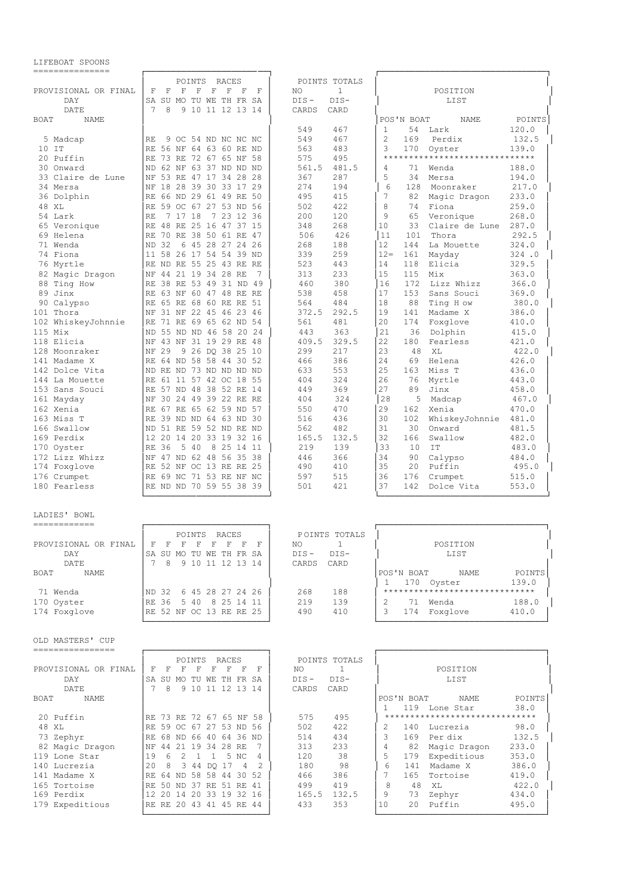## LIFEBOAT SPOONS

| PROVISIONAL OR FINAL | F | F | F | F | F | F | F | F | POINTS TOTALS NO DIS-CARDS | 1 DIS-CARD |
|---|---|---|---|---|---|---|---|---|---|---|
| DAY | SA | SU | MO | TU | WE | TH | FR | SA | | |
| DATE | 7 | 8 | 9 | 10 | 11 | 12 | 13 | 14 | | |
| BOAT NAME | | | | | | | | | 549 | 467 |
| 5 Madcap | RE | 9 | OC | 54 | ND | NC | NC | NC | 549 | 467 |
| 10 IT | RE | 56 | NF | 64 | 63 | 60 | RE | ND | 563 | 483 |
| 20 Puffin | RE | 73 | RE | 72 | 67 | 65 | NF | 58 | 575 | 495 |
| 30 Onward | ND | 62 | NF | 63 | 37 | ND | ND | ND | 561.5 | 481.5 |
| 33 Claire de Lune | NF | 53 | RE | 47 | 17 | 34 | 28 | 28 | 367 | 287 |
| 34 Mersa | NF | 18 | 28 | 39 | 30 | 33 | 17 | 29 | 274 | 194 |
| 36 Dolphin | RE | 66 | ND | 29 | 61 | 49 | RE | 50 | 495 | 415 |
| 48 XL | RE | 59 | OC | 67 | 27 | 53 | ND | 56 | 502 | 422 |
| 54 Lark | RE | 7 | 17 | 18 | 7 | 23 | 12 | 36 | 200 | 120 |
| 65 Veronique | RE | 48 | RE | 25 | 16 | 47 | 37 | 15 | 348 | 268 |
| 69 Helena | RE | 70 | RE | 38 | 50 | 61 | RE | 47 | 506 | 426 |
| 71 Wenda | ND | 32 | 6 | 45 | 28 | 27 | 24 | 26 | 268 | 188 |
| 74 Fiona | 11 | 58 | 26 | 17 | 54 | 54 | 39 | ND | 339 | 259 |
| 76 Myrtle | RE | ND | RE | 55 | 25 | 43 | RE | RE | 523 | 443 |
| 82 Magic Dragon | NF | 44 | 21 | 19 | 34 | 28 | RE | 7 | 313 | 233 |
| 88 Ting How | RE | 38 | RE | 53 | 49 | 31 | ND | 49 | 460 | 380 |
| 89 Jinx | RE | 63 | NF | 60 | 47 | 48 | RE | RE | 538 | 458 |
| 90 Calypso | RE | 65 | RE | 68 | 60 | RE | RE | 51 | 564 | 484 |
| 101 Thora | NF | 31 | NF | 22 | 45 | 46 | 23 | 46 | 372.5 | 292.5 |
| 102 WhiskeyJohnnie | RE | 71 | RE | 69 | 65 | 62 | ND | 54 | 561 | 481 |
| 115 Mix | ND | 55 | ND | ND | 46 | 58 | 20 | 24 | 443 | 363 |
| 118 Elicia | NF | 43 | NF | 31 | 19 | 29 | RE | 48 | 409.5 | 329.5 |
| 128 Moonraker | NF | 29 | 9 | 26 | DQ | 38 | 25 | 10 | 299 | 217 |
| 141 Madame X | RE | 64 | ND | 58 | 58 | 44 | 30 | 52 | 466 | 386 |
| 142 Dolce Vita | ND | RE | ND | 73 | ND | ND | ND | ND | 633 | 553 |
| 144 La Mouette | RE | 61 | 11 | 57 | 42 | OC | 18 | 55 | 404 | 324 |
| 153 Sans Souci | RE | 57 | ND | 48 | 38 | 52 | RE | 14 | 449 | 369 |
| 161 Mayday | NF | 30 | 24 | 49 | 39 | 22 | RE | RE | 404 | 324 |
| 162 Xenia | RE | 67 | RE | 65 | 62 | 59 | ND | 57 | 550 | 470 |
| 163 Miss T | RE | 39 | ND | ND | 64 | 63 | ND | 30 | 516 | 436 |
| 166 Swallow | ND | 51 | RE | 59 | 52 | ND | RE | ND | 562 | 482 |
| 169 Perdix | 12 | 20 | 14 | 20 | 33 | 19 | 32 | 16 | 165.5 | 132.5 |
| 170 Oyster | RE | 36 | 5 | 40 | 8 | 25 | 14 | 11 | 219 | 139 |
| 172 Lizz Whizz | NF | 47 | ND | 62 | 48 | 56 | 35 | 38 | 446 | 366 |
| 174 Foxglove | RE | 52 | NF | OC | 13 | RE | RE | 25 | 490 | 410 |
| 176 Crumpet | RE | 69 | NC | 71 | 53 | RE | NF | NC | 597 | 515 |
| 180 Fearless | RE | ND | ND | 70 | 59 | 55 | 38 | 39 | 501 | 421 |

**POSITION LIST**

| POS'N | BOAT | NAME | POINTS |
|---|---|---|---|
| 1 | 54 | Lark | 120.0 |
| 2 | 169 | Perdix | 132.5 |
| 3 | 170 | Oyster | 139.0 |
| ****** | | | |
| 4 | 71 | Wenda | 188.0 |
| 5 | 34 | Mersa | 194.0 |
| 6 | 128 | Moonraker | 217.0 |
| 7 | 82 | Magic Dragon | 233.0 |
| 8 | 74 | Fiona | 259.0 |
| 9 | 65 | Veronique | 268.0 |
| 10 | 33 | Claire de Lune | 287.0 |
| 11 | 101 | Thora | 292.5 |
| 12 | 144 | La Mouette | 324.0 |
| 12= | 161 | Mayday | 324 .0 |
| 14 | 118 | Elicia | 329.5 |
| 15 | 115 | Mix | 363.0 |
| 16 | 172 | Lizz Whizz | 366.0 |
| 17 | 153 | Sans Souci | 369.0 |
| 18 | 88 | Ting H ow | 380.0 |
| 19 | 141 | Madame X | 386.0 |
| 20 | 174 | Foxglove | 410.0 |
| 21 | 36 | Dolphin | 415.0 |
| 22 | 180 | Fearless | 421.0 |
| 23 | 48 | XL | 422.0 |
| 24 | 69 | Helena | 426.0 |
| 25 | 163 | Miss T | 436.0 |
| 26 | 76 | Myrtle | 443.0 |
| 27 | 89 | Jinx | 458.0 |
| 28 | 5 | Madcap | 467.0 |
| 29 | 162 | Xenia | 470.0 |
| 30 | 102 | WhiskeyJohnnie | 481.0 |
| 31 | 30 | Onward | 481.5 |
| 32 | 166 | Swallow | 482.0 |
| 33 | 10 | IT | 483.0 |
| 34 | 90 | Calypso | 484.0 |
| 35 | 20 | Puffin | 495.0 |
| 36 | 176 | Crumpet | 515.0 |
| 37 | 142 | Dolce Vita | 553.0 |

## LADIES' BOWL

| PROVISIONAL OR FINAL | F | F | F | F | F | F | F | F | POINTS TOTALS NO DIS-CARDS | 1 DIS-CARD |
|---|---|---|---|---|---|---|---|---|---|---|
| DAY | SA | SU | MO | TU | WE | TH | FR | SA | | |
| DATE | 7 | 8 | 9 | 10 | 11 | 12 | 13 | 14 | | |
| BOAT NAME | | | | | | | | | | |
| 71 Wenda | ND | 32 | 6 | 45 | 28 | 27 | 24 | 26 | 268 | 188 |
| 170 Oyster | RE | 36 | 5 | 40 | 8 | 25 | 14 | 11 | 219 | 139 |
| 174 Foxglove | RE | 52 | NF | OC | 13 | RE | RE | 25 | 490 | 410 |

**POSITION LIST**

| POS'N | BOAT | NAME | POINTS |
|---|---|---|---|
| 1 | 170 | Oyster | 139.0 |
| ****** | | | |
| 2 | 71 | Wenda | 188.0 |
| 3 | 174 | Foxglove | 410.0 |

## OLD MASTERS' CUP

| PROVISIONAL OR FINAL | F | F | F | F | F | F | F | F | POINTS TOTALS NO DIS-CARDS | 1 DIS-CARD |
|---|---|---|---|---|---|---|---|---|---|---|
| DAY | SA | SU | MO | TU | WE | TH | FR | SA | | |
| DATE | 7 | 8 | 9 | 10 | 11 | 12 | 13 | 14 | | |
| BOAT NAME | | | | | | | | | | |
| 20 Puffin | RE | 73 | RE | 72 | 67 | 65 | NF | 58 | 575 | 495 |
| 48 XL | RE | 59 | OC | 67 | 27 | 53 | ND | 56 | 502 | 422 |
| 73 Zephyr | RE | 68 | ND | 66 | 40 | 64 | 36 | ND | 514 | 434 |
| 82 Magic Dragon | NF | 44 | 21 | 19 | 34 | 28 | RE | 7 | 313 | 233 |
| 119 Lone Star | 19 | 6 | 2 | 1 | 1 | 5 | NC | 4 | 120 | 38 |
| 140 Lucrezia | 20 | 8 | 3 | 44 | DQ | 17 | 4 | 2 | 180 | 98 |
| 141 Madame X | RE | 64 | ND | 58 | 58 | 44 | 30 | 52 | 466 | 386 |
| 165 Tortoise | RE | 50 | ND | 37 | RE | 51 | RE | 41 | 499 | 419 |
| 169 Perdix | 12 | 20 | 14 | 20 | 33 | 19 | 32 | 16 | 165.5 | 132.5 |
| 179 Expeditious | RE | RE | 20 | 43 | 41 | 45 | RE | 44 | 433 | 353 |

**POSITION LIST**

| POS'N | BOAT | NAME | POINTS |
|---|---|---|---|
| 1 | 119 | Lone Star | 38.0 |
| ****** | | | |
| 2 | 140 | Lucrezia | 98.0 |
| 3 | 169 | Per dix | 132.5 |
| 4 | 82 | Magic Dragon | 233.0 |
| 5 | 179 | Expeditious | 353.0 |
| 6 | 141 | Madame X | 386.0 |
| 7 | 165 | Tortoise | 419.0 |
| 8 | 48 | XL | 422.0 |
| 9 | 73 | Zephyr | 434.0 |
| 10 | 20 | Puffin | 495.0 |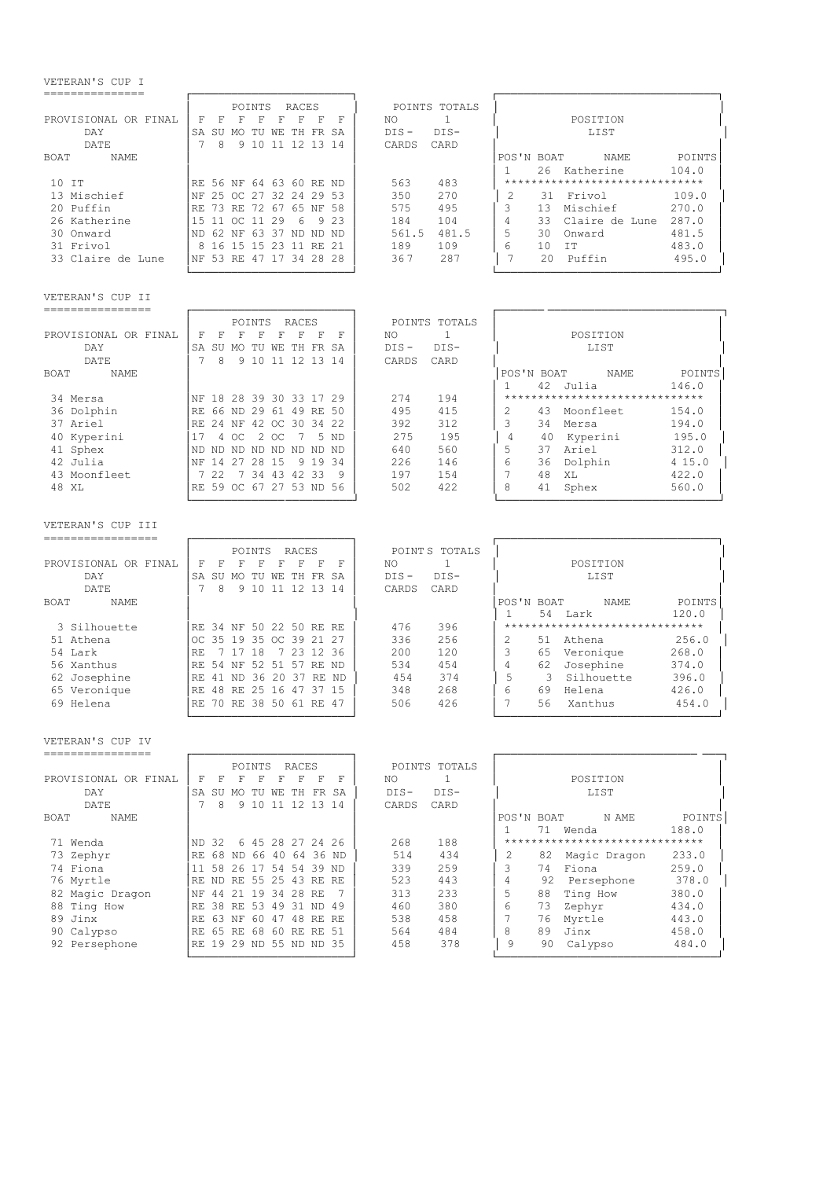## VETERAN'S CUP I

| BOAT | NAME | SA 7 | SU 8 | MO 9 | TU 10 | WE 11 | TH 12 | FR 13 | SA 14 | NO DIS-CARDS | 1 DIS-CARD |
|---|---|---|---|---|---|---|---|---|---|---|---|
| 10 | IT | RE | 56 | NF | 64 | 63 | 60 | RE | ND | 563 | 483 |
| 13 | Mischief | NF | 25 | OC | 27 | 32 | 24 | 29 | 53 | 350 | 270 |
| 20 | Puffin | RE | 73 | RE | 72 | 67 | 65 | NF | 58 | 575 | 495 |
| 26 | Katherine | 15 | 11 | OC | 11 | 29 | 6 | 9 | 23 | 184 | 104 |
| 30 | Onward | ND | 62 | NF | 63 | 37 | ND | ND | ND | 561.5 | 481.5 |
| 31 | Frivol | 8 | 16 | 15 | 15 | 23 | 11 | RE | 21 | 189 | 109 |
| 33 | Claire de Lune | NF | 53 | RE | 47 | 17 | 34 | 28 | 28 | 367 | 287 |

PROVISIONAL OR FINAL: F F F F F F F F

POSITION LIST

| POS'N | BOAT | NAME | POINTS |
|---|---|---|---|
| 1 | 26 | Katherine | 104.0 |
| 2 | 31 | Frivol | 109.0 |
| 3 | 13 | Mischief | 270.0 |
| 4 | 33 | Claire de Lune | 287.0 |
| 5 | 30 | Onward | 481.5 |
| 6 | 10 | IT | 483.0 |
| 7 | 20 | Puffin | 495.0 |

## VETERAN'S CUP II

| BOAT | NAME | SA 7 | SU 8 | MO 9 | TU 10 | WE 11 | TH 12 | FR 13 | SA 14 | NO DIS-CARDS | 1 DIS-CARD |
|---|---|---|---|---|---|---|---|---|---|---|---|
| 34 | Mersa | NF | 18 | 28 | 39 | 30 | 33 | 17 | 29 | 274 | 194 |
| 36 | Dolphin | RE | 66 | ND | 29 | 61 | 49 | RE | 50 | 495 | 415 |
| 37 | Ariel | RE | 24 | NF | 42 | OC | 30 | 34 | 22 | 392 | 312 |
| 40 | Kyperini | 17 | 4 | OC | 2 | OC | 7 | 5 | ND | 275 | 195 |
| 41 | Sphex | ND | ND | ND | ND | ND | ND | ND | ND | 640 | 560 |
| 42 | Julia | NF | 14 | 27 | 28 | 15 | 9 | 19 | 34 | 226 | 146 |
| 43 | Moonfleet | 7 | 22 | 7 | 34 | 43 | 42 | 33 | 9 | 197 | 154 |
| 48 | XL | RE | 59 | OC | 67 | 27 | 53 | ND | 56 | 502 | 422 |

PROVISIONAL OR FINAL: F F F F F F F F

POSITION LIST

| POS'N | BOAT | NAME | POINTS |
|---|---|---|---|
| 1 | 42 | Julia | 146.0 |
| 2 | 43 | Moonfleet | 154.0 |
| 3 | 34 | Mersa | 194.0 |
| 4 | 40 | Kyperini | 195.0 |
| 5 | 37 | Ariel | 312.0 |
| 6 | 36 | Dolphin | 415.0 |
| 7 | 48 | XL | 422.0 |
| 8 | 41 | Sphex | 560.0 |

## VETERAN'S CUP III

| BOAT | NAME | SA 7 | SU 8 | MO 9 | TU 10 | WE 11 | TH 12 | FR 13 | SA 14 | NO DIS-CARDS | 1 DIS-CARD |
|---|---|---|---|---|---|---|---|---|---|---|---|
| 3 | Silhouette | RE | 34 | NF | 50 | 22 | 50 | RE | RE | 476 | 396 |
| 51 | Athena | OC | 35 | 19 | 35 | OC | 39 | 21 | 27 | 336 | 256 |
| 54 | Lark | RE | 7 | 17 | 18 | 7 | 23 | 12 | 36 | 200 | 120 |
| 56 | Xanthus | RE | 54 | NF | 52 | 51 | 57 | RE | ND | 534 | 454 |
| 62 | Josephine | RE | 41 | ND | 36 | 20 | 37 | RE | ND | 454 | 374 |
| 65 | Veronique | RE | 48 | RE | 25 | 16 | 47 | 37 | 15 | 348 | 268 |
| 69 | Helena | RE | 70 | RE | 38 | 50 | 61 | RE | 47 | 506 | 426 |

PROVISIONAL OR FINAL: F F F F F F F F

POSITION LIST

| POS'N | BOAT | NAME | POINTS |
|---|---|---|---|
| 1 | 54 | Lark | 120.0 |
| 2 | 51 | Athena | 256.0 |
| 3 | 65 | Veronique | 268.0 |
| 4 | 62 | Josephine | 374.0 |
| 5 | 3 | Silhouette | 396.0 |
| 6 | 69 | Helena | 426.0 |
| 7 | 56 | Xanthus | 454.0 |

## VETERAN'S CUP IV

| BOAT | NAME | SA 7 | SU 8 | MO 9 | TU 10 | WE 11 | TH 12 | FR 13 | SA 14 | NO DIS-CARDS | 1 DIS-CARD |
|---|---|---|---|---|---|---|---|---|---|---|---|
| 71 | Wenda | ND | 32 | 6 | 45 | 28 | 27 | 24 | 26 | 268 | 188 |
| 73 | Zephyr | RE | 68 | ND | 66 | 40 | 64 | 36 | ND | 514 | 434 |
| 74 | Fiona | 11 | 58 | 26 | 17 | 54 | 54 | 39 | ND | 339 | 259 |
| 76 | Myrtle | RE | ND | RE | 55 | 25 | 43 | RE | RE | 523 | 443 |
| 82 | Magic Dragon | NF | 44 | 21 | 19 | 34 | 28 | RE | 7 | 313 | 233 |
| 88 | Ting How | RE | 38 | RE | 53 | 49 | 31 | ND | 49 | 460 | 380 |
| 89 | Jinx | RE | 63 | NF | 60 | 47 | 48 | RE | RE | 538 | 458 |
| 90 | Calypso | RE | 65 | RE | 68 | 60 | RE | RE | 51 | 564 | 484 |
| 92 | Persephone | RE | 19 | 29 | ND | 55 | ND | ND | 35 | 458 | 378 |

PROVISIONAL OR FINAL: F F F F F F F F

POSITION LIST

| POS'N | BOAT | NAME | POINTS |
|---|---|---|---|
| 1 | 71 | Wenda | 188.0 |
| 2 | 82 | Magic Dragon | 233.0 |
| 3 | 74 | Fiona | 259.0 |
| 4 | 92 | Persephone | 378.0 |
| 5 | 88 | Ting How | 380.0 |
| 6 | 73 | Zephyr | 434.0 |
| 7 | 76 | Myrtle | 443.0 |
| 8 | 89 | Jinx | 458.0 |
| 9 | 90 | Calypso | 484.0 |